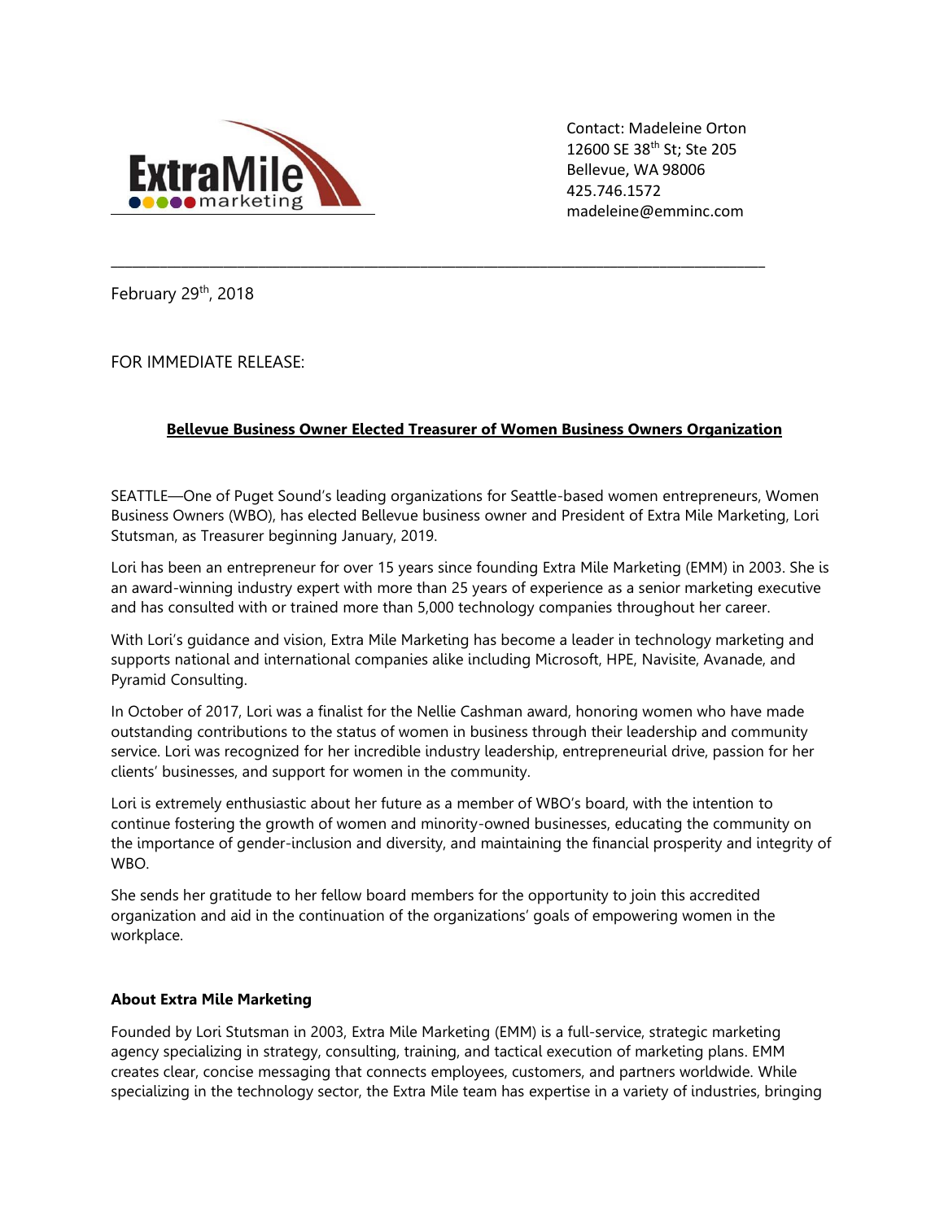Contact: Madeleine Orton
12600 SE 38th St; Ste 205
Bellevue, WA 98006
425.746.1572
madeleine@emminc.com

---

February 29th, 2018

FOR IMMEDIATE RELEASE:

**Bellevue Business Owner Elected Treasurer of Women Business Owners Organization**

SEATTLE—One of Puget Sound's leading organizations for Seattle-based women entrepreneurs, Women Business Owners (WBO), has elected Bellevue business owner and President of Extra Mile Marketing, Lori Stutsman, as Treasurer beginning January, 2019.

Lori has been an entrepreneur for over 15 years since founding Extra Mile Marketing (EMM) in 2003. She is an award-winning industry expert with more than 25 years of experience as a senior marketing executive and has consulted with or trained more than 5,000 technology companies throughout her career.

With Lori's guidance and vision, Extra Mile Marketing has become a leader in technology marketing and supports national and international companies alike including Microsoft, HPE, Navisite, Avanade, and Pyramid Consulting.

In October of 2017, Lori was a finalist for the Nellie Cashman award, honoring women who have made outstanding contributions to the status of women in business through their leadership and community service. Lori was recognized for her incredible industry leadership, entrepreneurial drive, passion for her clients' businesses, and support for women in the community.

Lori is extremely enthusiastic about her future as a member of WBO's board, with the intention to continue fostering the growth of women and minority-owned businesses, educating the community on the importance of gender-inclusion and diversity, and maintaining the financial prosperity and integrity of WBO.

She sends her gratitude to her fellow board members for the opportunity to join this accredited organization and aid in the continuation of the organizations' goals of empowering women in the workplace.

**About Extra Mile Marketing**

Founded by Lori Stutsman in 2003, Extra Mile Marketing (EMM) is a full-service, strategic marketing agency specializing in strategy, consulting, training, and tactical execution of marketing plans. EMM creates clear, concise messaging that connects employees, customers, and partners worldwide. While specializing in the technology sector, the Extra Mile team has expertise in a variety of industries, bringing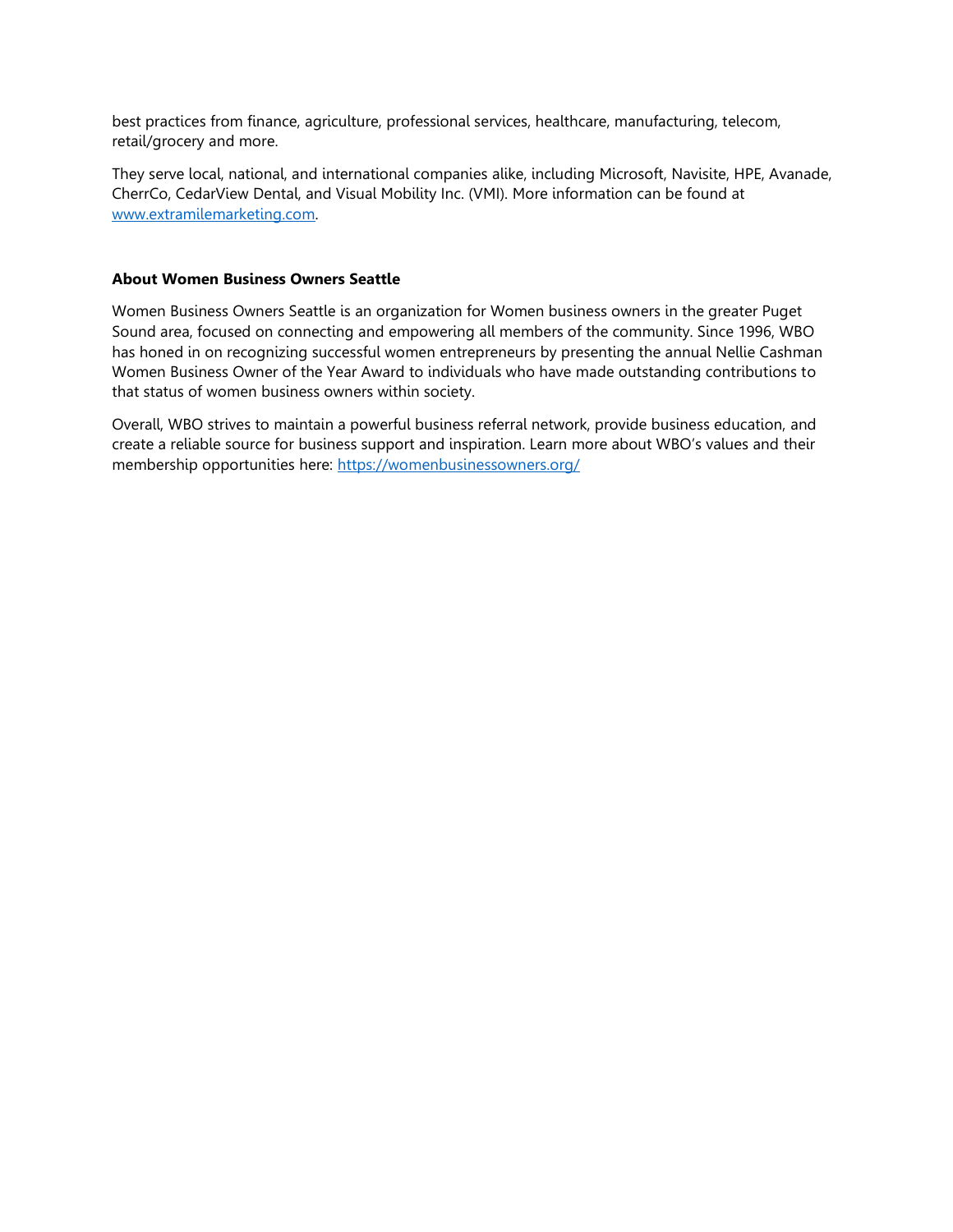best practices from finance, agriculture, professional services, healthcare, manufacturing, telecom, retail/grocery and more.

They serve local, national, and international companies alike, including Microsoft, Navisite, HPE, Avanade, CherrCo, CedarView Dental, and Visual Mobility Inc. (VMI). More information can be found at [www.extramilemarketing.com](www.extramilemarketing.com).

**About Women Business Owners Seattle**

Women Business Owners Seattle is an organization for Women business owners in the greater Puget Sound area, focused on connecting and empowering all members of the community. Since 1996, WBO has honed in on recognizing successful women entrepreneurs by presenting the annual Nellie Cashman Women Business Owner of the Year Award to individuals who have made outstanding contributions to that status of women business owners within society.

Overall, WBO strives to maintain a powerful business referral network, provide business education, and create a reliable source for business support and inspiration. Learn more about WBO's values and their membership opportunities here: [https://womenbusinessowners.org/](https://womenbusinessowners.org/)